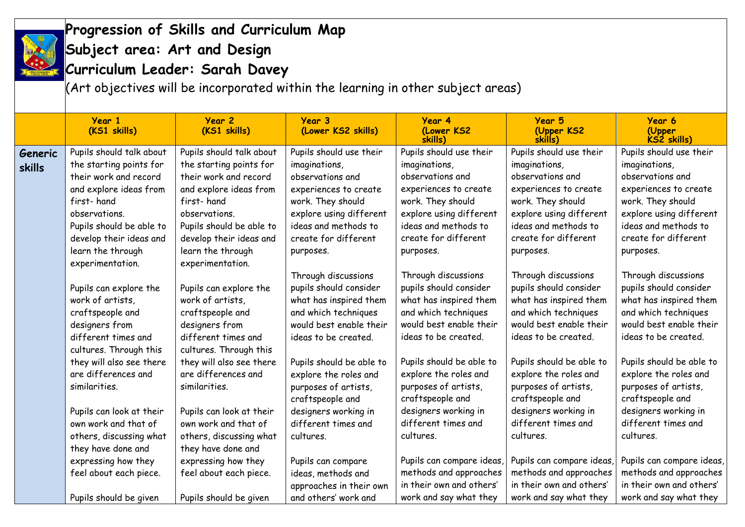# Progression of Skills and Curriculum Map

# Subject area: Art and Design

# Curriculum Leader: Sarah Davey

(Art objectives will be incorporated within the learning in other subject areas)

| | Year 1 (KS1 skills) | Year 2 (KS1 skills) | Year 3 (Lower KS2 skills) | Year 4 (Lower KS2 skills) | Year 5 (Upper KS2 skills) | Year 6 (Upper KS2 skills) |
|---|---|---|---|---|---|---|
| **Generic skills** | Pupils should talk about the starting points for their work and record and explore ideas from first- hand observations.<br>Pupils should be able to develop their ideas and learn the through experimentation.<br><br>Pupils can explore the work of artists, craftspeople and designers from different times and cultures. Through this they will also see there are differences and similarities.<br><br>Pupils can look at their own work and that of others, discussing what they have done and expressing how they feel about each piece.<br><br>Pupils should be given | Pupils should talk about the starting points for their work and record and explore ideas from first- hand observations.<br>Pupils should be able to develop their ideas and learn the through experimentation.<br><br>Pupils can explore the work of artists, craftspeople and designers from different times and cultures. Through this they will also see there are differences and similarities.<br><br>Pupils can look at their own work and that of others, discussing what they have done and expressing how they feel about each piece.<br><br>Pupils should be given | Pupils should use their imaginations, observations and experiences to create work. They should explore using different ideas and methods to create for different purposes.<br><br>Through discussions pupils should consider what has inspired them and which techniques would best enable their ideas to be created.<br><br>Pupils should be able to explore the roles and purposes of artists, craftspeople and designers working in different times and cultures.<br><br>Pupils can compare ideas, methods and approaches in their own and others' work and | Pupils should use their imaginations, observations and experiences to create work. They should explore using different ideas and methods to create for different purposes.<br><br>Through discussions pupils should consider what has inspired them and which techniques would best enable their ideas to be created.<br><br>Pupils should be able to explore the roles and purposes of artists, craftspeople and designers working in different times and cultures.<br><br>Pupils can compare ideas, methods and approaches in their own and others' work and say what they | Pupils should use their imaginations, observations and experiences to create work. They should explore using different ideas and methods to create for different purposes.<br><br>Through discussions pupils should consider what has inspired them and which techniques would best enable their ideas to be created.<br><br>Pupils should be able to explore the roles and purposes of artists, craftspeople and designers working in different times and cultures.<br><br>Pupils can compare ideas, methods and approaches in their own and others' work and say what they | Pupils should use their imaginations, observations and experiences to create work. They should explore using different ideas and methods to create for different purposes.<br><br>Through discussions pupils should consider what has inspired them and which techniques would best enable their ideas to be created.<br><br>Pupils should be able to explore the roles and purposes of artists, craftspeople and designers working in different times and cultures.<br><br>Pupils can compare ideas, methods and approaches in their own and others' work and say what they |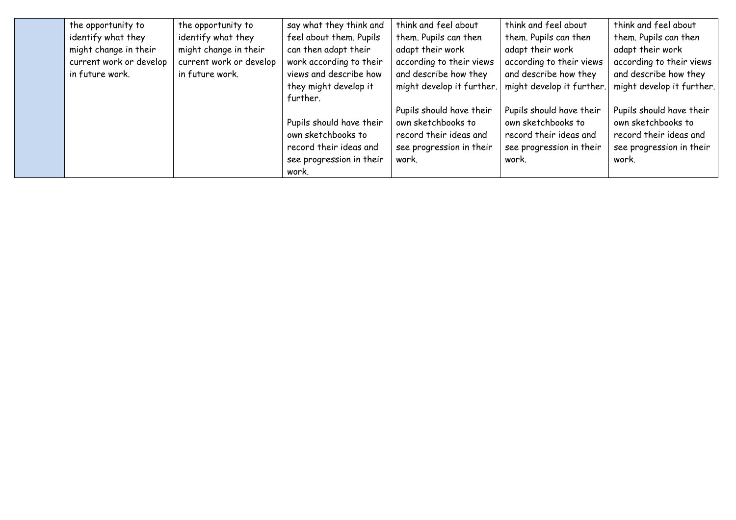| | | | | | | |
|---|---|---|---|---|---|---|
| | the opportunity to identify what they might change in their current work or develop in future work. | the opportunity to identify what they might change in their current work or develop in future work. | say what they think and feel about them. Pupils can then adapt their work according to their views and describe how they might develop it further.<br><br>Pupils should have their own sketchbooks to record their ideas and see progression in their work. | think and feel about them. Pupils can then adapt their work according to their views and describe how they might develop it further.<br><br>Pupils should have their own sketchbooks to record their ideas and see progression in their work. | think and feel about them. Pupils can then adapt their work according to their views and describe how they might develop it further.<br><br>Pupils should have their own sketchbooks to record their ideas and see progression in their work. | think and feel about them. Pupils can then adapt their work according to their views and describe how they might develop it further.<br><br>Pupils should have their own sketchbooks to record their ideas and see progression in their work. |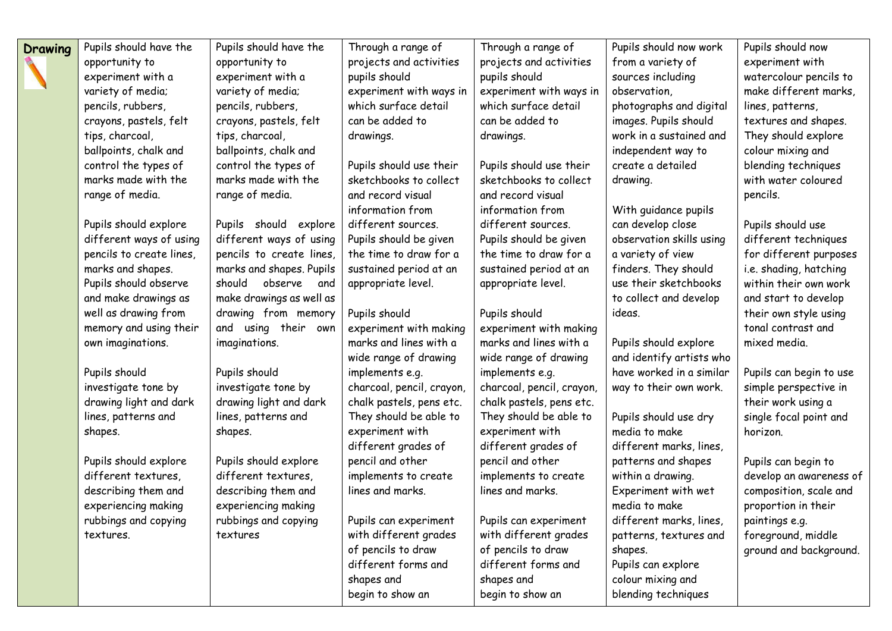| Drawing | Pupils should have the opportunity to experiment with a variety of media; pencils, rubbers, crayons, pastels, felt tips, charcoal, ballpoints, chalk and control the types of marks made with the range of media.<br><br>Pupils should explore different ways of using pencils to create lines, marks and shapes. Pupils should observe and make drawings as well as drawing from memory and using their own imaginations.<br><br>Pupils should investigate tone by drawing light and dark lines, patterns and shapes.<br><br>Pupils should explore different textures, describing them and experiencing making rubbings and copying textures. | Pupils should have the opportunity to experiment with a variety of media; pencils, rubbers, crayons, pastels, felt tips, charcoal, ballpoints, chalk and control the types of marks made with the range of media.<br><br>Pupils should explore different ways of using pencils to create lines, marks and shapes. Pupils should observe and make drawings as well as drawing from memory and using their own imaginations.<br><br>Pupils should investigate tone by drawing light and dark lines, patterns and shapes.<br><br>Pupils should explore different textures, describing them and experiencing making rubbings and copying textures | Through a range of projects and activities pupils should experiment with ways in which surface detail can be added to drawings.<br><br>Pupils should use their sketchbooks to collect and record visual information from different sources. Pupils should be given the time to draw for a sustained period at an appropriate level.<br><br>Pupils should experiment with making marks and lines with a wide range of drawing implements e.g. charcoal, pencil, crayon, chalk pastels, pens etc. They should be able to experiment with different grades of pencil and other implements to create lines and marks.<br><br>Pupils can experiment with different grades of pencils to draw different forms and shapes and begin to show an | Through a range of projects and activities pupils should experiment with ways in which surface detail can be added to drawings.<br><br>Pupils should use their sketchbooks to collect and record visual information from different sources. Pupils should be given the time to draw for a sustained period at an appropriate level.<br><br>Pupils should experiment with making marks and lines with a wide range of drawing implements e.g. charcoal, pencil, crayon, chalk pastels, pens etc. They should be able to experiment with different grades of pencil and other implements to create lines and marks.<br><br>Pupils can experiment with different grades of pencils to draw different forms and shapes and begin to show an | Pupils should now work from a variety of sources including observation, photographs and digital images. Pupils should work in a sustained and independent way to create a detailed drawing.<br><br>With guidance pupils can develop close observation skills using a variety of view finders. They should use their sketchbooks to collect and develop ideas.<br><br>Pupils should explore and identify artists who have worked in a similar way to their own work.<br><br>Pupils should use dry media to make different marks, lines, patterns and shapes within a drawing. Experiment with wet media to make different marks, lines, patterns, textures and shapes. Pupils can explore colour mixing and blending techniques | Pupils should now experiment with watercolour pencils to make different marks, lines, patterns, textures and shapes. They should explore colour mixing and blending techniques with water coloured pencils.<br><br>Pupils should use different techniques for different purposes i.e. shading, hatching within their own work and start to develop their own style using tonal contrast and mixed media.<br><br>Pupils can begin to use simple perspective in their work using a single focal point and horizon.<br><br>Pupils can begin to develop an awareness of composition, scale and proportion in their paintings e.g. foreground, middle ground and background. |
|---|---|---|---|---|---|---|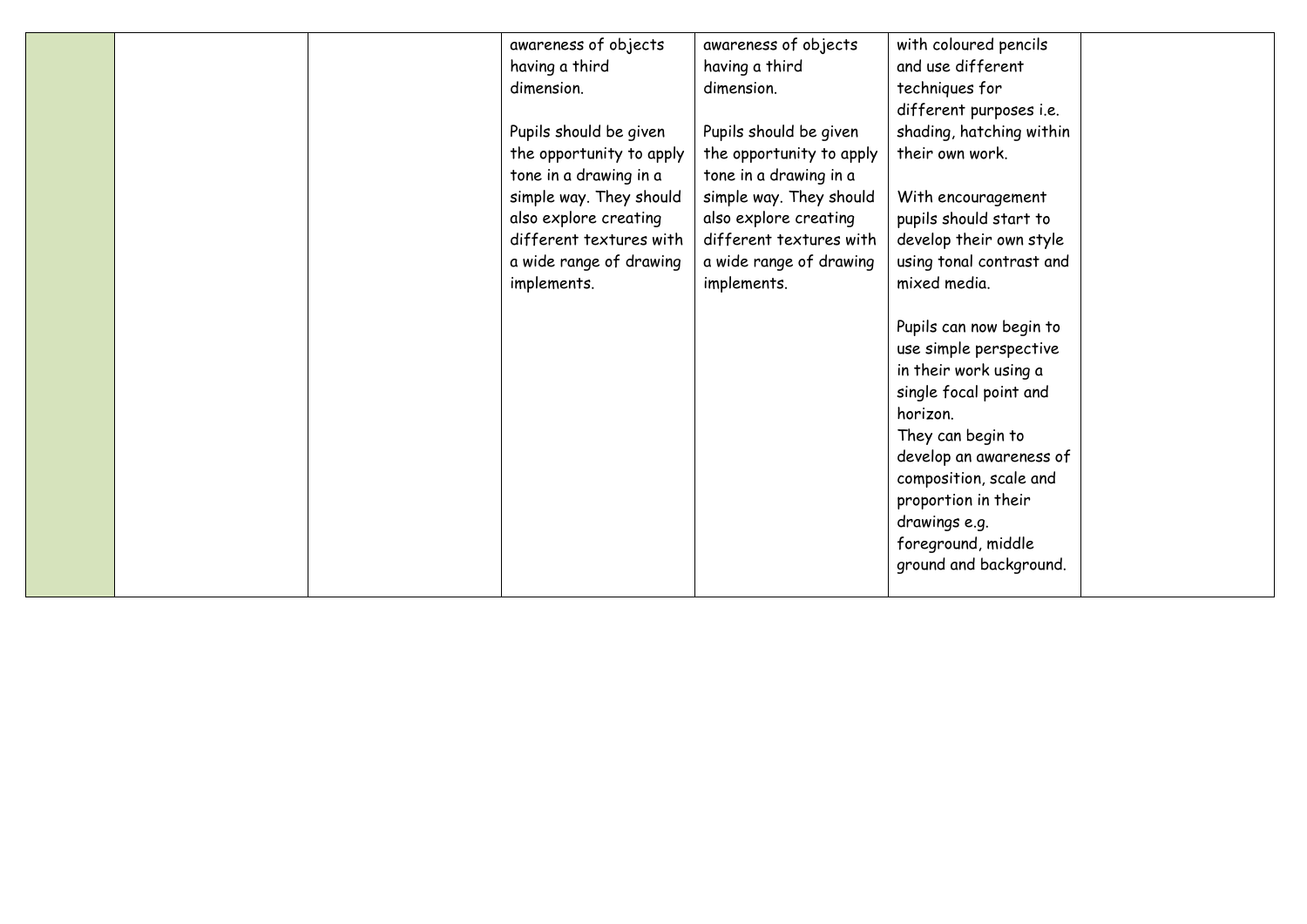|  |  |  | awareness of objects having a third dimension.<br><br>Pupils should be given the opportunity to apply tone in a drawing in a simple way. They should also explore creating different textures with a wide range of drawing implements. | awareness of objects having a third dimension.<br><br>Pupils should be given the opportunity to apply tone in a drawing in a simple way. They should also explore creating different textures with a wide range of drawing implements. | with coloured pencils and use different techniques for different purposes i.e. shading, hatching within their own work.<br><br>With encouragement pupils should start to develop their own style using tonal contrast and mixed media.<br><br>Pupils can now begin to use simple perspective in their work using a single focal point and horizon.<br>They can begin to develop an awareness of composition, scale and proportion in their drawings e.g. foreground, middle ground and background. |  |
|---|---|---|---|---|---|---|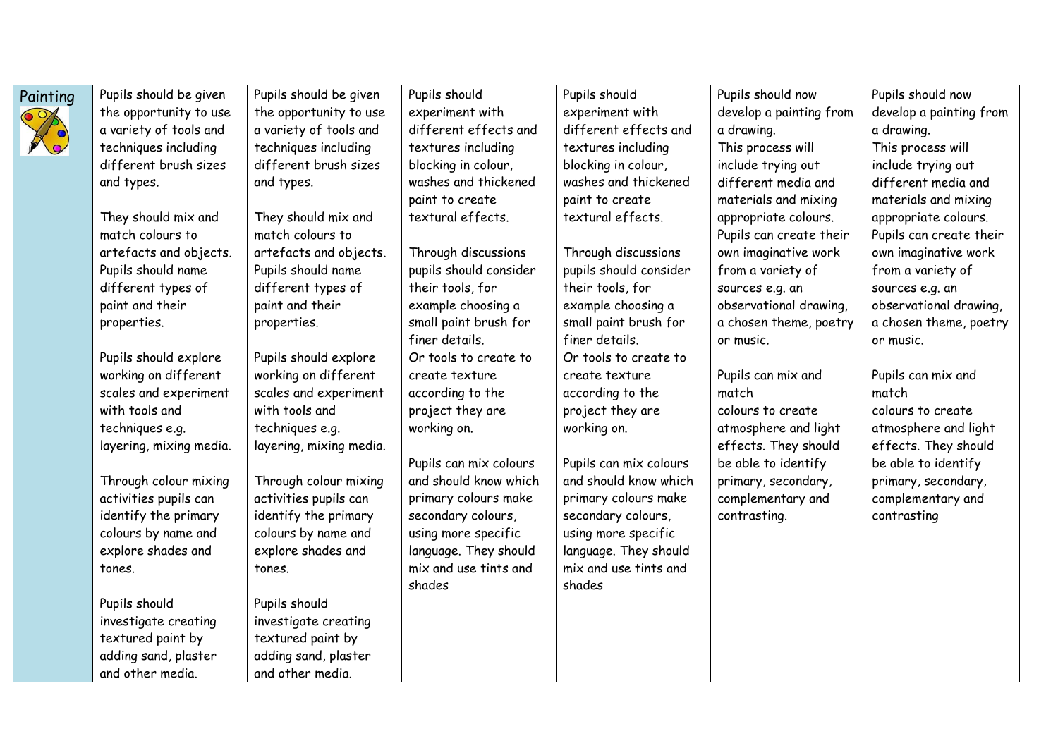| Painting | | | | | | |
|---|---|---|---|---|---|---|
| | Pupils should be given the opportunity to use a variety of tools and techniques including different brush sizes and types.<br><br>They should mix and match colours to artefacts and objects. Pupils should name different types of paint and their properties.<br><br>Pupils should explore working on different scales and experiment with tools and techniques e.g. layering, mixing media.<br><br>Through colour mixing activities pupils can identify the primary colours by name and explore shades and tones.<br><br>Pupils should investigate creating textured paint by adding sand, plaster and other media. | Pupils should be given the opportunity to use a variety of tools and techniques including different brush sizes and types.<br><br>They should mix and match colours to artefacts and objects. Pupils should name different types of paint and their properties.<br><br>Pupils should explore working on different scales and experiment with tools and techniques e.g. layering, mixing media.<br><br>Through colour mixing activities pupils can identify the primary colours by name and explore shades and tones.<br><br>Pupils should investigate creating textured paint by adding sand, plaster and other media. | Pupils should experiment with different effects and textures including blocking in colour, washes and thickened paint to create textural effects.<br><br>Through discussions pupils should consider their tools, for example choosing a small paint brush for finer details.<br>Or tools to create to create texture according to the project they are working on.<br><br>Pupils can mix colours and should know which primary colours make secondary colours, using more specific language. They should mix and use tints and shades | Pupils should experiment with different effects and textures including blocking in colour, washes and thickened paint to create textural effects.<br><br>Through discussions pupils should consider their tools, for example choosing a small paint brush for finer details.<br>Or tools to create to create texture according to the project they are working on.<br><br>Pupils can mix colours and should know which primary colours make secondary colours, using more specific language. They should mix and use tints and shades | Pupils should now develop a painting from a drawing.<br>This process will include trying out different media and materials and mixing appropriate colours.<br>Pupils can create their own imaginative work from a variety of sources e.g. an observational drawing, a chosen theme, poetry or music.<br><br>Pupils can mix and match<br>colours to create atmosphere and light effects. They should be able to identify primary, secondary, complementary and contrasting. | Pupils should now develop a painting from a drawing.<br>This process will include trying out different media and materials and mixing appropriate colours.<br>Pupils can create their own imaginative work from a variety of sources e.g. an observational drawing, a chosen theme, poetry or music.<br><br>Pupils can mix and match<br>colours to create atmosphere and light effects. They should be able to identify primary, secondary, complementary and contrasting |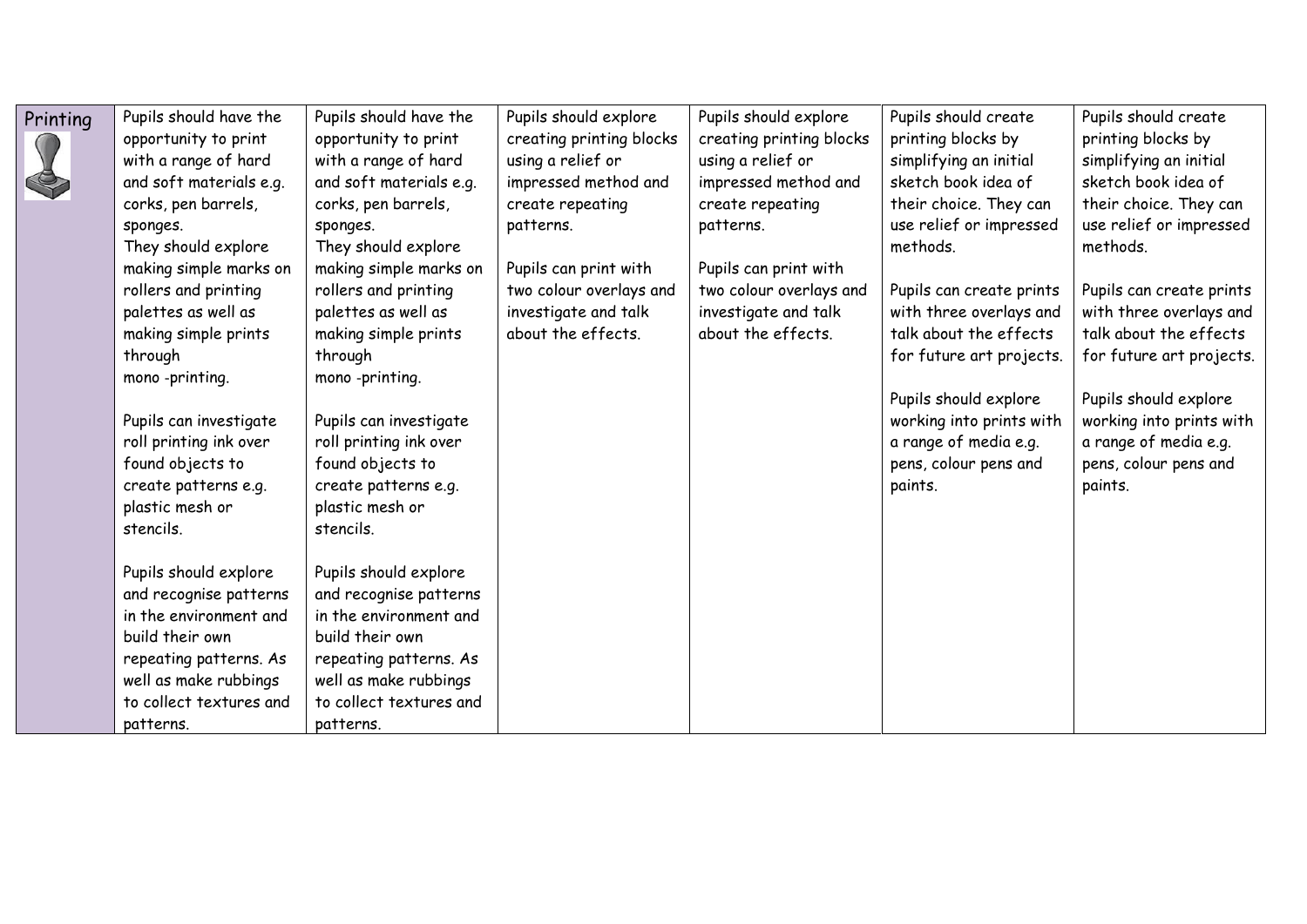| Printing | | | | | | |
|---|---|---|---|---|---|---|
| | Pupils should have the opportunity to print with a range of hard and soft materials e.g. corks, pen barrels, sponges.<br>They should explore making simple marks on rollers and printing palettes as well as making simple prints through mono -printing.<br><br>Pupils can investigate roll printing ink over found objects to create patterns e.g. plastic mesh or stencils.<br><br>Pupils should explore and recognise patterns in the environment and build their own repeating patterns. As well as make rubbings to collect textures and patterns. | Pupils should have the opportunity to print with a range of hard and soft materials e.g. corks, pen barrels, sponges.<br>They should explore making simple marks on rollers and printing palettes as well as making simple prints through mono -printing.<br><br>Pupils can investigate roll printing ink over found objects to create patterns e.g. plastic mesh or stencils.<br><br>Pupils should explore and recognise patterns in the environment and build their own repeating patterns. As well as make rubbings to collect textures and patterns. | Pupils should explore creating printing blocks using a relief or impressed method and create repeating patterns.<br><br>Pupils can print with two colour overlays and investigate and talk about the effects. | Pupils should explore creating printing blocks using a relief or impressed method and create repeating patterns.<br><br>Pupils can print with two colour overlays and investigate and talk about the effects. | Pupils should create printing blocks by simplifying an initial sketch book idea of their choice. They can use relief or impressed methods.<br><br>Pupils can create prints with three overlays and talk about the effects for future art projects.<br><br>Pupils should explore working into prints with a range of media e.g. pens, colour pens and paints. | Pupils should create printing blocks by simplifying an initial sketch book idea of their choice. They can use relief or impressed methods.<br><br>Pupils can create prints with three overlays and talk about the effects for future art projects.<br><br>Pupils should explore working into prints with a range of media e.g. pens, colour pens and paints. |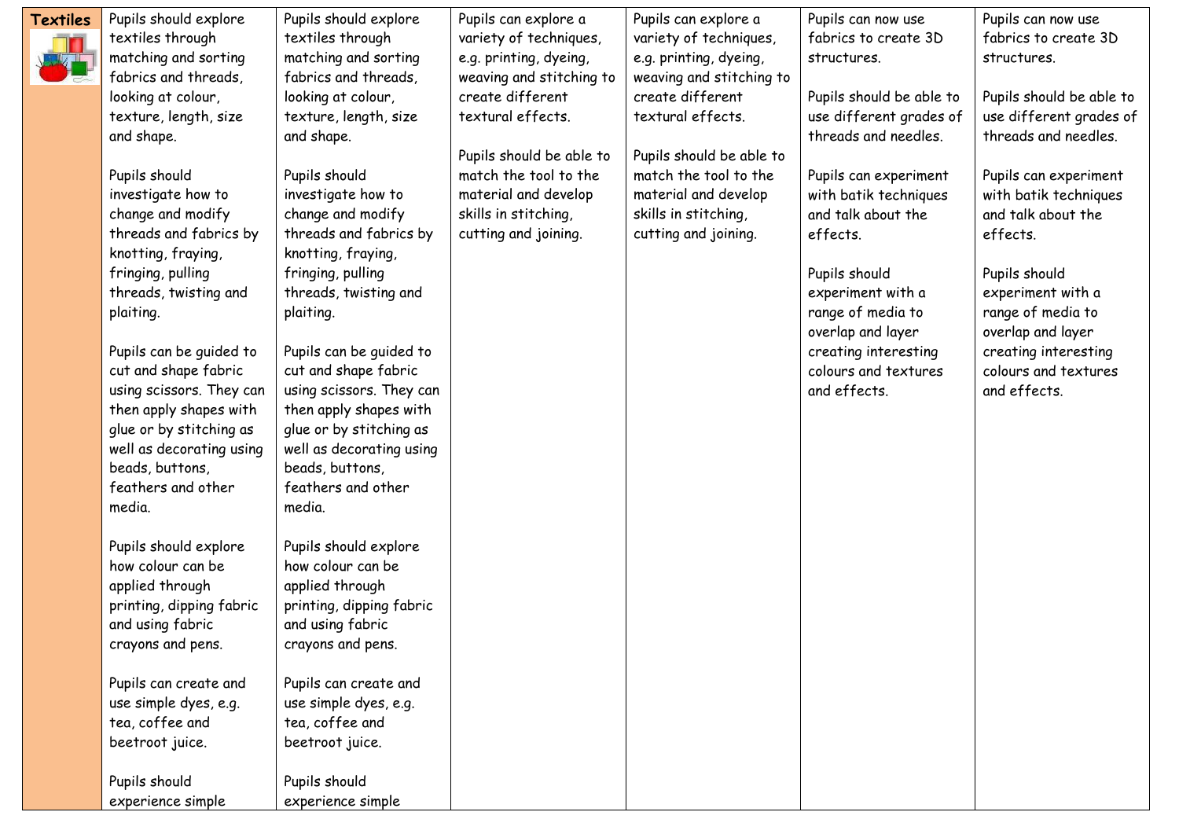| Textiles | | | | | | |
|---|---|---|---|---|---|---|
| | Pupils should explore textiles through matching and sorting fabrics and threads, looking at colour, texture, length, size and shape.<br><br>Pupils should investigate how to change and modify threads and fabrics by knotting, fraying, fringing, pulling threads, twisting and plaiting.<br><br>Pupils can be guided to cut and shape fabric using scissors. They can then apply shapes with glue or by stitching as well as decorating using beads, buttons, feathers and other media.<br><br>Pupils should explore how colour can be applied through printing, dipping fabric and using fabric crayons and pens.<br><br>Pupils can create and use simple dyes, e.g. tea, coffee and beetroot juice.<br><br>Pupils should experience simple | Pupils should explore textiles through matching and sorting fabrics and threads, looking at colour, texture, length, size and shape.<br><br>Pupils should investigate how to change and modify threads and fabrics by knotting, fraying, fringing, pulling threads, twisting and plaiting.<br><br>Pupils can be guided to cut and shape fabric using scissors. They can then apply shapes with glue or by stitching as well as decorating using beads, buttons, feathers and other media.<br><br>Pupils should explore how colour can be applied through printing, dipping fabric and using fabric crayons and pens.<br><br>Pupils can create and use simple dyes, e.g. tea, coffee and beetroot juice.<br><br>Pupils should experience simple | Pupils can explore a variety of techniques, e.g. printing, dyeing, weaving and stitching to create different textural effects.<br><br>Pupils should be able to match the tool to the material and develop skills in stitching, cutting and joining. | Pupils can explore a variety of techniques, e.g. printing, dyeing, weaving and stitching to create different textural effects.<br><br>Pupils should be able to match the tool to the material and develop skills in stitching, cutting and joining. | Pupils can now use fabrics to create 3D structures.<br><br>Pupils should be able to use different grades of threads and needles.<br><br>Pupils can experiment with batik techniques and talk about the effects.<br><br>Pupils should experiment with a range of media to overlap and layer creating interesting colours and textures and effects. | Pupils can now use fabrics to create 3D structures.<br><br>Pupils should be able to use different grades of threads and needles.<br><br>Pupils can experiment with batik techniques and talk about the effects.<br><br>Pupils should experiment with a range of media to overlap and layer creating interesting colours and textures and effects. |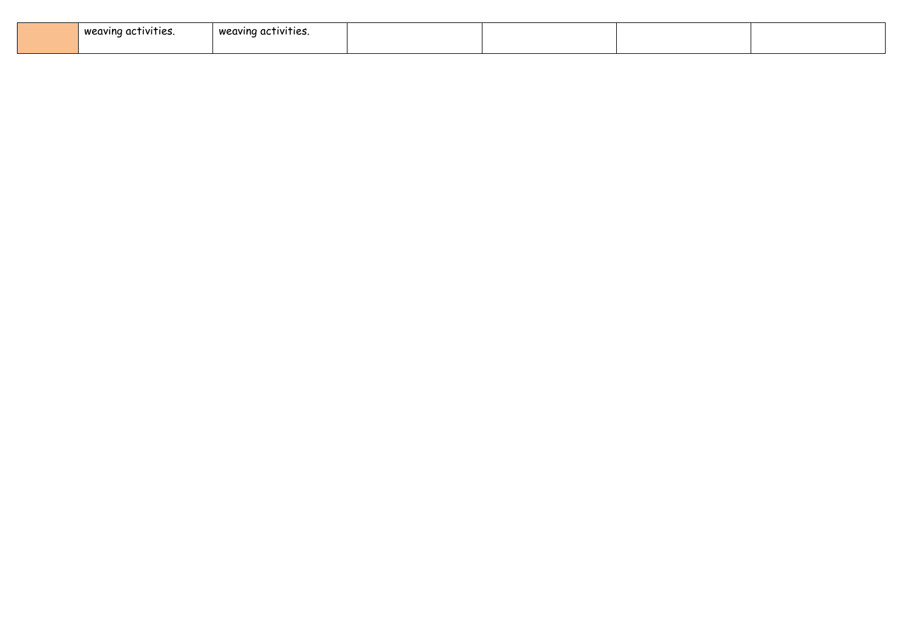| | | | | | | |
|---|---|---|---|---|---|---|
| | weaving activities. | weaving activities. | | | | |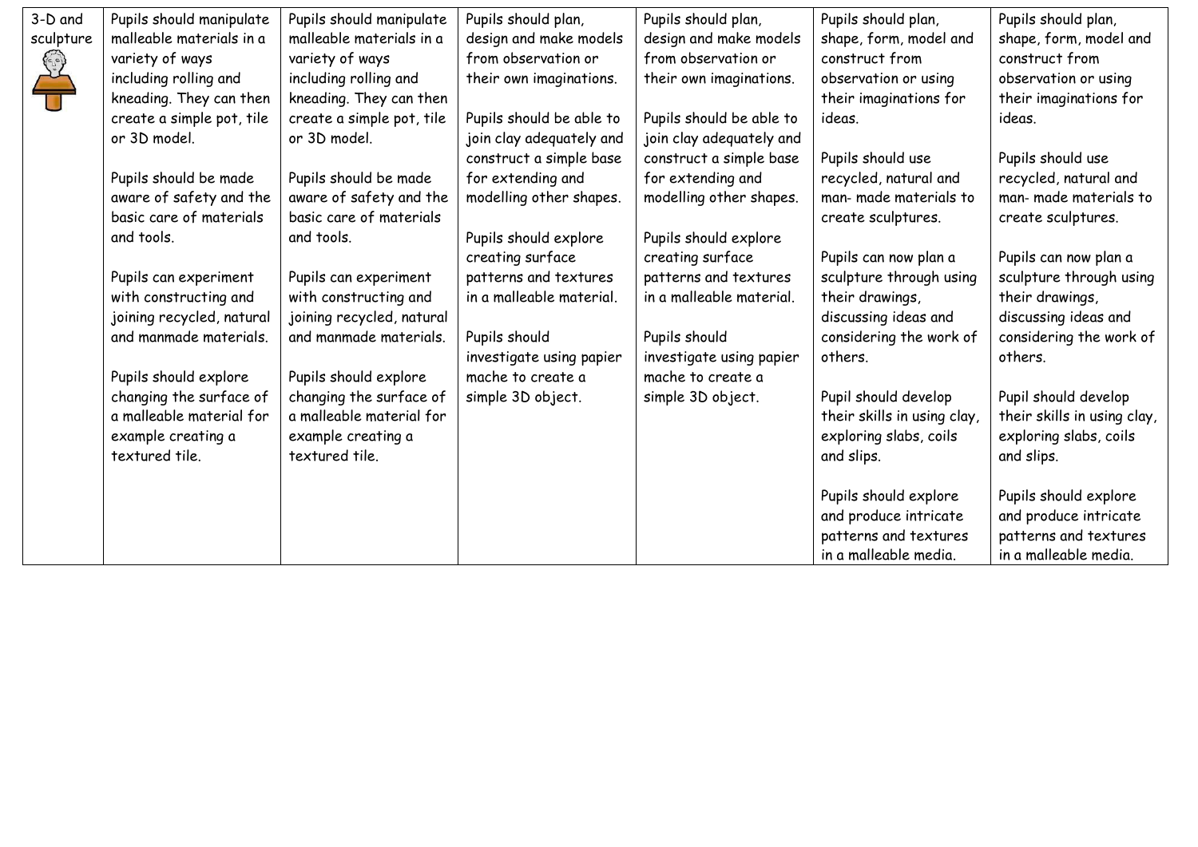| 3-D and sculpture | Pupils should manipulate malleable materials in a variety of ways including rolling and kneading. They can then create a simple pot, tile or 3D model.<br><br>Pupils should be made aware of safety and the basic care of materials and tools.<br><br>Pupils can experiment with constructing and joining recycled, natural and manmade materials.<br><br>Pupils should explore changing the surface of a malleable material for example creating a textured tile. | Pupils should manipulate malleable materials in a variety of ways including rolling and kneading. They can then create a simple pot, tile or 3D model.<br><br>Pupils should be made aware of safety and the basic care of materials and tools.<br><br>Pupils can experiment with constructing and joining recycled, natural and manmade materials.<br><br>Pupils should explore changing the surface of a malleable material for example creating a textured tile. | Pupils should plan, design and make models from observation or their own imaginations.<br><br>Pupils should be able to join clay adequately and construct a simple base for extending and modelling other shapes.<br><br>Pupils should explore creating surface patterns and textures in a malleable material.<br><br>Pupils should investigate using papier mache to create a simple 3D object. | Pupils should plan, design and make models from observation or their own imaginations.<br><br>Pupils should be able to join clay adequately and construct a simple base for extending and modelling other shapes.<br><br>Pupils should explore creating surface patterns and textures in a malleable material.<br><br>Pupils should investigate using papier mache to create a simple 3D object. | Pupils should plan, shape, form, model and construct from observation or using their imaginations for ideas.<br><br>Pupils should use recycled, natural and man- made materials to create sculptures.<br><br>Pupils can now plan a sculpture through using their drawings, discussing ideas and considering the work of others.<br><br>Pupil should develop their skills in using clay, exploring slabs, coils and slips.<br><br>Pupils should explore and produce intricate patterns and textures in a malleable media. | Pupils should plan, shape, form, model and construct from observation or using their imaginations for ideas.<br><br>Pupils should use recycled, natural and man- made materials to create sculptures.<br><br>Pupils can now plan a sculpture through using their drawings, discussing ideas and considering the work of others.<br><br>Pupil should develop their skills in using clay, exploring slabs, coils and slips.<br><br>Pupils should explore and produce intricate patterns and textures in a malleable media. |
|---|---|---|---|---|---|---|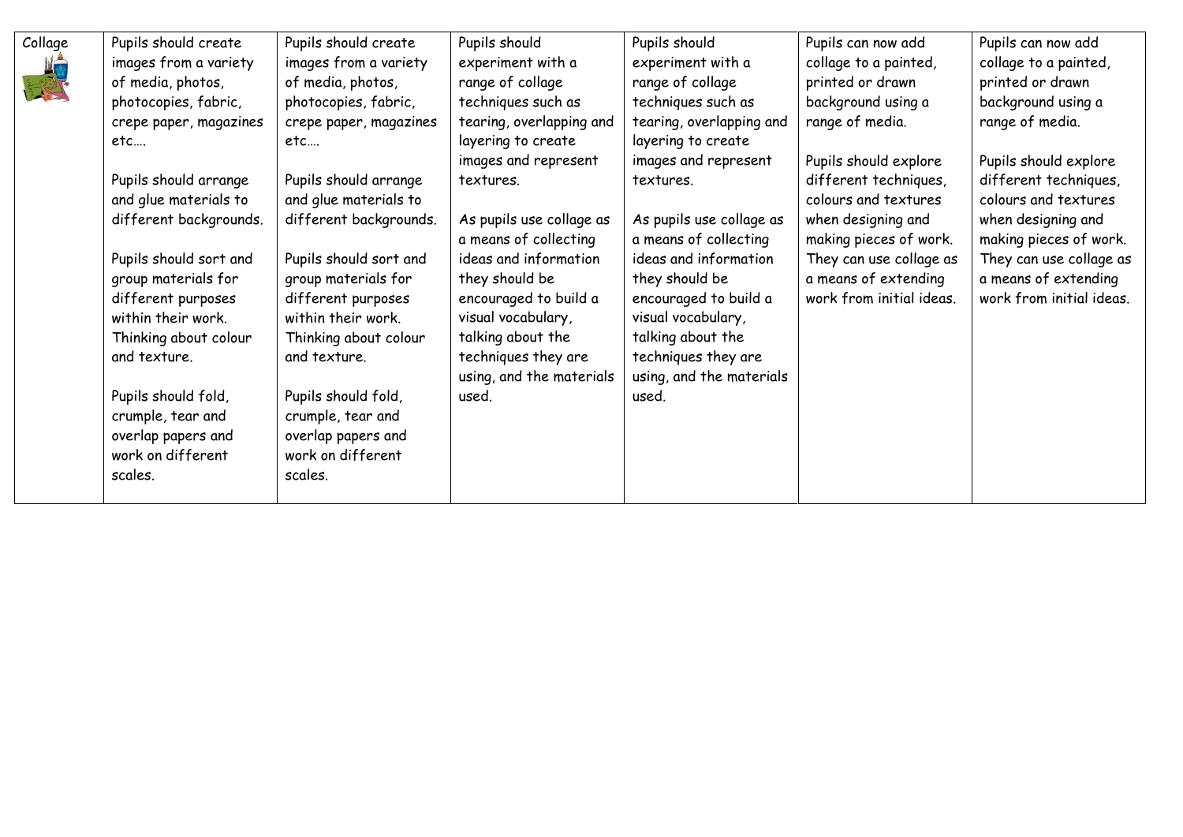| Collage | Pupils should create images from a variety of media, photos, photocopies, fabric, crepe paper, magazines etc….<br><br>Pupils should arrange and glue materials to different backgrounds.<br><br>Pupils should sort and group materials for different purposes within their work. Thinking about colour and texture.<br><br>Pupils should fold, crumple, tear and overlap papers and work on different scales. | Pupils should create images from a variety of media, photos, photocopies, fabric, crepe paper, magazines etc….<br><br>Pupils should arrange and glue materials to different backgrounds.<br><br>Pupils should sort and group materials for different purposes within their work. Thinking about colour and texture.<br><br>Pupils should fold, crumple, tear and overlap papers and work on different scales. | Pupils should experiment with a range of collage techniques such as tearing, overlapping and layering to create images and represent textures.<br><br>As pupils use collage as a means of collecting ideas and information they should be encouraged to build a visual vocabulary, talking about the techniques they are using, and the materials used. | Pupils should experiment with a range of collage techniques such as tearing, overlapping and layering to create images and represent textures.<br><br>As pupils use collage as a means of collecting ideas and information they should be encouraged to build a visual vocabulary, talking about the techniques they are using, and the materials used. | Pupils can now add collage to a painted, printed or drawn background using a range of media.<br><br>Pupils should explore different techniques, colours and textures when designing and making pieces of work. They can use collage as a means of extending work from initial ideas. | Pupils can now add collage to a painted, printed or drawn background using a range of media.<br><br>Pupils should explore different techniques, colours and textures when designing and making pieces of work. They can use collage as a means of extending work from initial ideas. |
|---|---|---|---|---|---|---|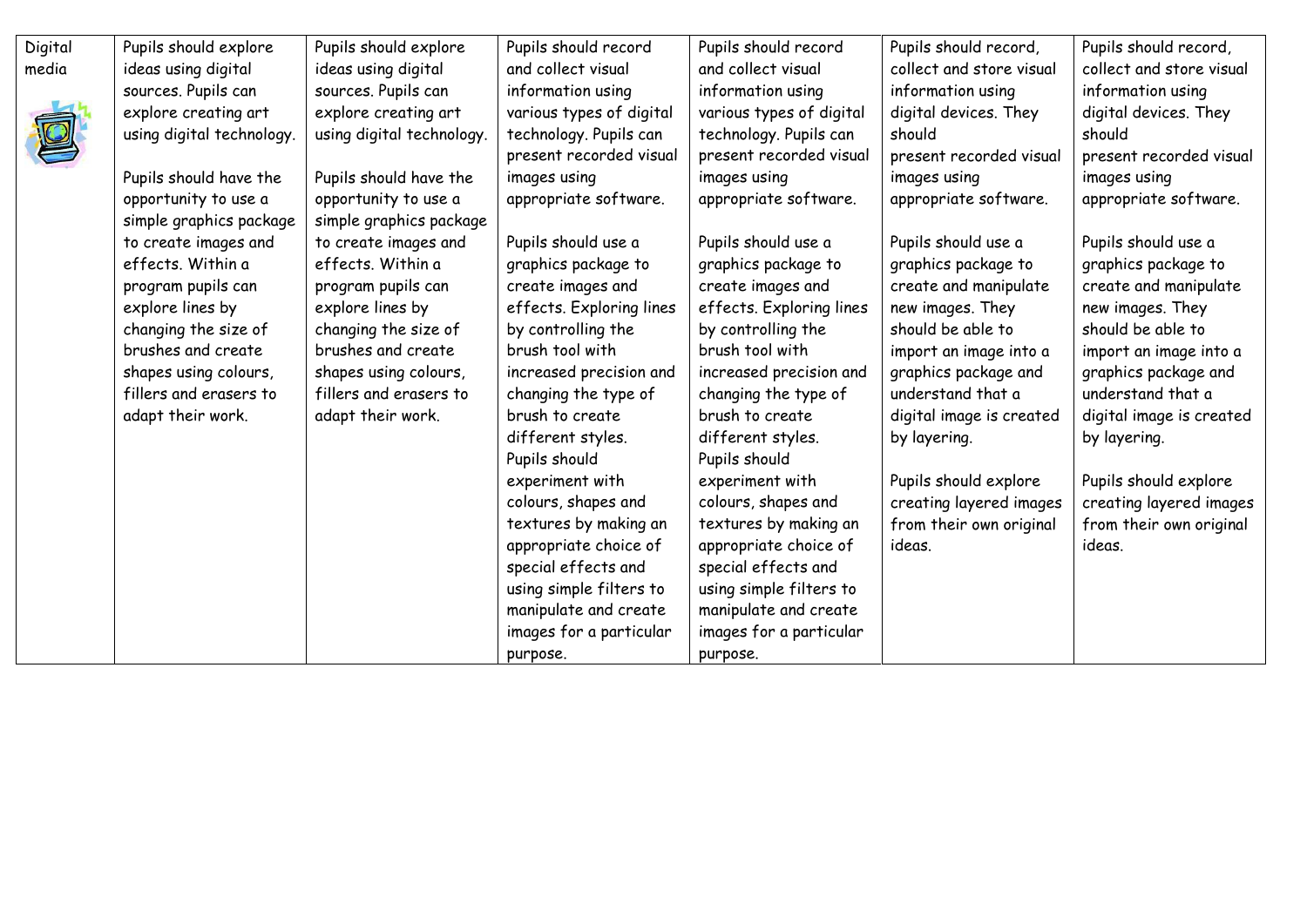| | | | | | | |
|---|---|---|---|---|---|---|
| Digital media | Pupils should explore ideas using digital sources. Pupils can explore creating art using digital technology.<br><br>Pupils should have the opportunity to use a simple graphics package to create images and effects. Within a program pupils can explore lines by changing the size of brushes and create shapes using colours, fillers and erasers to adapt their work. | Pupils should explore ideas using digital sources. Pupils can explore creating art using digital technology.<br><br>Pupils should have the opportunity to use a simple graphics package to create images and effects. Within a program pupils can explore lines by changing the size of brushes and create shapes using colours, fillers and erasers to adapt their work. | Pupils should record and collect visual information using various types of digital technology. Pupils can present recorded visual images using appropriate software.<br><br>Pupils should use a graphics package to create images and effects. Exploring lines by controlling the brush tool with increased precision and changing the type of brush to create different styles. Pupils should experiment with colours, shapes and textures by making an appropriate choice of special effects and using simple filters to manipulate and create images for a particular purpose. | Pupils should record and collect visual information using various types of digital technology. Pupils can present recorded visual images using appropriate software.<br><br>Pupils should use a graphics package to create images and effects. Exploring lines by controlling the brush tool with increased precision and changing the type of brush to create different styles. Pupils should experiment with colours, shapes and textures by making an appropriate choice of special effects and using simple filters to manipulate and create images for a particular purpose. | Pupils should record, collect and store visual information using digital devices. They should present recorded visual images using appropriate software.<br><br>Pupils should use a graphics package to create and manipulate new images. They should be able to import an image into a graphics package and understand that a digital image is created by layering.<br><br>Pupils should explore creating layered images from their own original ideas. | Pupils should record, collect and store visual information using digital devices. They should present recorded visual images using appropriate software.<br><br>Pupils should use a graphics package to create and manipulate new images. They should be able to import an image into a graphics package and understand that a digital image is created by layering.<br><br>Pupils should explore creating layered images from their own original ideas. |